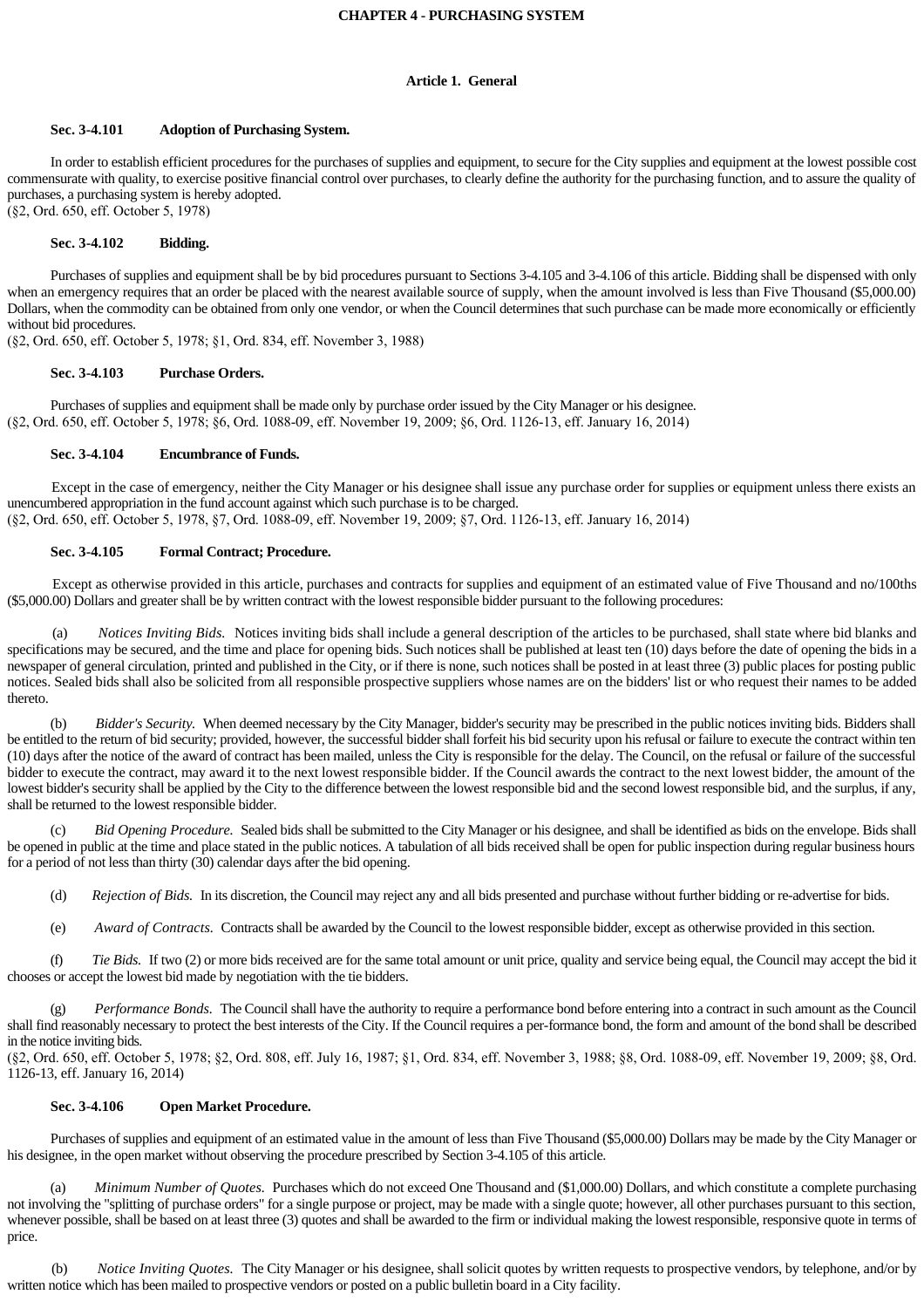# CHAPTER 4 - PURCHASING SYSTEM

## Article 1. General

### Sec. 3-4.101 Adoption of Purchasing System.

In order to establish efficient procedures for the purchases of supplies and equipment, to secure for the City supplies and equipment at the lowest possible cost commensurate with quality, to exercise positive financial control over purchases, to clearly define the authority for the purchasing function, and to assure the quality of purchases, a purchasing system is hereby adopted.
(§2, Ord. 650, eff. October 5, 1978)

### Sec. 3-4.102 Bidding.

Purchases of supplies and equipment shall be by bid procedures pursuant to Sections 3-4.105 and 3-4.106 of this article. Bidding shall be dispensed with only when an emergency requires that an order be placed with the nearest available source of supply, when the amount involved is less than Five Thousand ($5,000.00) Dollars, when the commodity can be obtained from only one vendor, or when the Council determines that such purchase can be made more economically or efficiently without bid procedures.
(§2, Ord. 650, eff. October 5, 1978; §1, Ord. 834, eff. November 3, 1988)

### Sec. 3-4.103 Purchase Orders.

Purchases of supplies and equipment shall be made only by purchase order issued by the City Manager or his designee.
(§2, Ord. 650, eff. October 5, 1978; §6, Ord. 1088-09, eff. November 19, 2009; §6, Ord. 1126-13, eff. January 16, 2014)

### Sec. 3-4.104 Encumbrance of Funds.

Except in the case of emergency, neither the City Manager or his designee shall issue any purchase order for supplies or equipment unless there exists an unencumbered appropriation in the fund account against which such purchase is to be charged.
(§2, Ord. 650, eff. October 5, 1978, §7, Ord. 1088-09, eff. November 19, 2009; §7, Ord. 1126-13, eff. January 16, 2014)

### Sec. 3-4.105 Formal Contract; Procedure.

Except as otherwise provided in this article, purchases and contracts for supplies and equipment of an estimated value of Five Thousand and no/100ths ($5,000.00) Dollars and greater shall be by written contract with the lowest responsible bidder pursuant to the following procedures:

(a) *Notices Inviting Bids.* Notices inviting bids shall include a general description of the articles to be purchased, shall state where bid blanks and specifications may be secured, and the time and place for opening bids. Such notices shall be published at least ten (10) days before the date of opening the bids in a newspaper of general circulation, printed and published in the City, or if there is none, such notices shall be posted in at least three (3) public places for posting public notices. Sealed bids shall also be solicited from all responsible prospective suppliers whose names are on the bidders' list or who request their names to be added thereto.

(b) *Bidder's Security.* When deemed necessary by the City Manager, bidder's security may be prescribed in the public notices inviting bids. Bidders shall be entitled to the return of bid security; provided, however, the successful bidder shall forfeit his bid security upon his refusal or failure to execute the contract within ten (10) days after the notice of the award of contract has been mailed, unless the City is responsible for the delay. The Council, on the refusal or failure of the successful bidder to execute the contract, may award it to the next lowest responsible bidder. If the Council awards the contract to the next lowest bidder, the amount of the lowest bidder's security shall be applied by the City to the difference between the lowest responsible bid and the second lowest responsible bid, and the surplus, if any, shall be returned to the lowest responsible bidder.

(c) *Bid Opening Procedure.* Sealed bids shall be submitted to the City Manager or his designee, and shall be identified as bids on the envelope. Bids shall be opened in public at the time and place stated in the public notices. A tabulation of all bids received shall be open for public inspection during regular business hours for a period of not less than thirty (30) calendar days after the bid opening.

(d) *Rejection of Bids.* In its discretion, the Council may reject any and all bids presented and purchase without further bidding or re-advertise for bids.

(e) *Award of Contracts.* Contracts shall be awarded by the Council to the lowest responsible bidder, except as otherwise provided in this section.

(f) *Tie Bids.* If two (2) or more bids received are for the same total amount or unit price, quality and service being equal, the Council may accept the bid it chooses or accept the lowest bid made by negotiation with the tie bidders.

(g) *Performance Bonds.* The Council shall have the authority to require a performance bond before entering into a contract in such amount as the Council shall find reasonably necessary to protect the best interests of the City. If the Council requires a per-formance bond, the form and amount of the bond shall be described in the notice inviting bids.
(§2, Ord. 650, eff. October 5, 1978; §2, Ord. 808, eff. July 16, 1987; §1, Ord. 834, eff. November 3, 1988; §8, Ord. 1088-09, eff. November 19, 2009; §8, Ord. 1126-13, eff. January 16, 2014)

### Sec. 3-4.106 Open Market Procedure.

Purchases of supplies and equipment of an estimated value in the amount of less than Five Thousand ($5,000.00) Dollars may be made by the City Manager or his designee, in the open market without observing the procedure prescribed by Section 3-4.105 of this article.

(a) *Minimum Number of Quotes.* Purchases which do not exceed One Thousand and ($1,000.00) Dollars, and which constitute a complete purchasing not involving the "splitting of purchase orders" for a single purpose or project, may be made with a single quote; however, all other purchases pursuant to this section, whenever possible, shall be based on at least three (3) quotes and shall be awarded to the firm or individual making the lowest responsible, responsive quote in terms of price.

(b) *Notice Inviting Quotes.* The City Manager or his designee, shall solicit quotes by written requests to prospective vendors, by telephone, and/or by written notice which has been mailed to prospective vendors or posted on a public bulletin board in a City facility.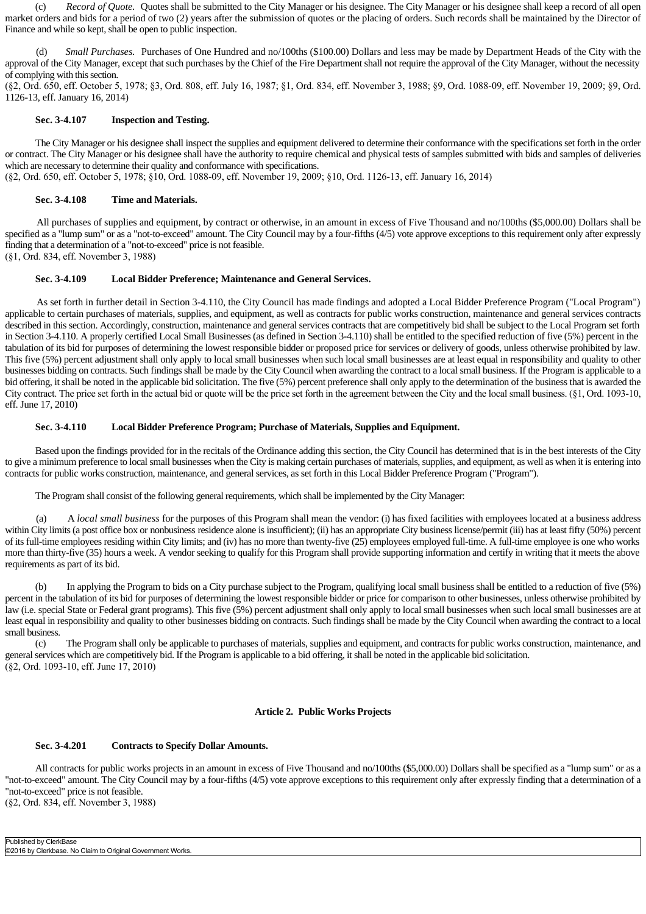(c) *Record of Quote.* Quotes shall be submitted to the City Manager or his designee. The City Manager or his designee shall keep a record of all open market orders and bids for a period of two (2) years after the submission of quotes or the placing of orders. Such records shall be maintained by the Director of Finance and while so kept, shall be open to public inspection.

(d) *Small Purchases.* Purchases of One Hundred and no/100ths ($100.00) Dollars and less may be made by Department Heads of the City with the approval of the City Manager, except that such purchases by the Chief of the Fire Department shall not require the approval of the City Manager, without the necessity of complying with this section.
(§2, Ord. 650, eff. October 5, 1978; §3, Ord. 808, eff. July 16, 1987; §1, Ord. 834, eff. November 3, 1988; §9, Ord. 1088-09, eff. November 19, 2009; §9, Ord. 1126-13, eff. January 16, 2014)

**Sec. 3-4.107 Inspection and Testing.**

The City Manager or his designee shall inspect the supplies and equipment delivered to determine their conformance with the specifications set forth in the order or contract. The City Manager or his designee shall have the authority to require chemical and physical tests of samples submitted with bids and samples of deliveries which are necessary to determine their quality and conformance with specifications.
(§2, Ord. 650, eff. October 5, 1978; §10, Ord. 1088-09, eff. November 19, 2009; §10, Ord. 1126-13, eff. January 16, 2014)

**Sec. 3-4.108 Time and Materials.**

All purchases of supplies and equipment, by contract or otherwise, in an amount in excess of Five Thousand and no/100ths ($5,000.00) Dollars shall be specified as a "lump sum" or as a "not-to-exceed" amount. The City Council may by a four-fifths (4/5) vote approve exceptions to this requirement only after expressly finding that a determination of a "not-to-exceed" price is not feasible.
(§1, Ord. 834, eff. November 3, 1988)

**Sec. 3-4.109 Local Bidder Preference; Maintenance and General Services.**

As set forth in further detail in Section 3-4.110, the City Council has made findings and adopted a Local Bidder Preference Program ("Local Program") applicable to certain purchases of materials, supplies, and equipment, as well as contracts for public works construction, maintenance and general services contracts described in this section. Accordingly, construction, maintenance and general services contracts that are competitively bid shall be subject to the Local Program set forth in Section 3-4.110. A properly certified Local Small Businesses (as defined in Section 3-4.110) shall be entitled to the specified reduction of five (5%) percent in the tabulation of its bid for purposes of determining the lowest responsible bidder or proposed price for services or delivery of goods, unless otherwise prohibited by law. This five (5%) percent adjustment shall only apply to local small businesses when such local small businesses are at least equal in responsibility and quality to other businesses bidding on contracts. Such findings shall be made by the City Council when awarding the contract to a local small business. If the Program is applicable to a bid offering, it shall be noted in the applicable bid solicitation. The five (5%) percent preference shall only apply to the determination of the business that is awarded the City contract. The price set forth in the actual bid or quote will be the price set forth in the agreement between the City and the local small business. (§1, Ord. 1093-10, eff. June 17, 2010)

**Sec. 3-4.110 Local Bidder Preference Program; Purchase of Materials, Supplies and Equipment.**

Based upon the findings provided for in the recitals of the Ordinance adding this section, the City Council has determined that is in the best interests of the City to give a minimum preference to local small businesses when the City is making certain purchases of materials, supplies, and equipment, as well as when it is entering into contracts for public works construction, maintenance, and general services, as set forth in this Local Bidder Preference Program ("Program").

The Program shall consist of the following general requirements, which shall be implemented by the City Manager:

(a) A *local small business* for the purposes of this Program shall mean the vendor: (i) has fixed facilities with employees located at a business address within City limits (a post office box or nonbusiness residence alone is insufficient); (ii) has an appropriate City business license/permit (iii) has at least fifty (50%) percent of its full-time employees residing within City limits; and (iv) has no more than twenty-five (25) employees employed full-time. A full-time employee is one who works more than thirty-five (35) hours a week. A vendor seeking to qualify for this Program shall provide supporting information and certify in writing that it meets the above requirements as part of its bid.

(b) In applying the Program to bids on a City purchase subject to the Program, qualifying local small business shall be entitled to a reduction of five (5%) percent in the tabulation of its bid for purposes of determining the lowest responsible bidder or price for comparison to other businesses, unless otherwise prohibited by law (i.e. special State or Federal grant programs). This five (5%) percent adjustment shall only apply to local small businesses when such local small businesses are at least equal in responsibility and quality to other businesses bidding on contracts. Such findings shall be made by the City Council when awarding the contract to a local small business.

(c) The Program shall only be applicable to purchases of materials, supplies and equipment, and contracts for public works construction, maintenance, and general services which are competitively bid. If the Program is applicable to a bid offering, it shall be noted in the applicable bid solicitation.
(§2, Ord. 1093-10, eff. June 17, 2010)

## Article 2. Public Works Projects

**Sec. 3-4.201 Contracts to Specify Dollar Amounts.**

All contracts for public works projects in an amount in excess of Five Thousand and no/100ths ($5,000.00) Dollars shall be specified as a "lump sum" or as a "not-to-exceed" amount. The City Council may by a four-fifths (4/5) vote approve exceptions to this requirement only after expressly finding that a determination of a "not-to-exceed" price is not feasible.
(§2, Ord. 834, eff. November 3, 1988)